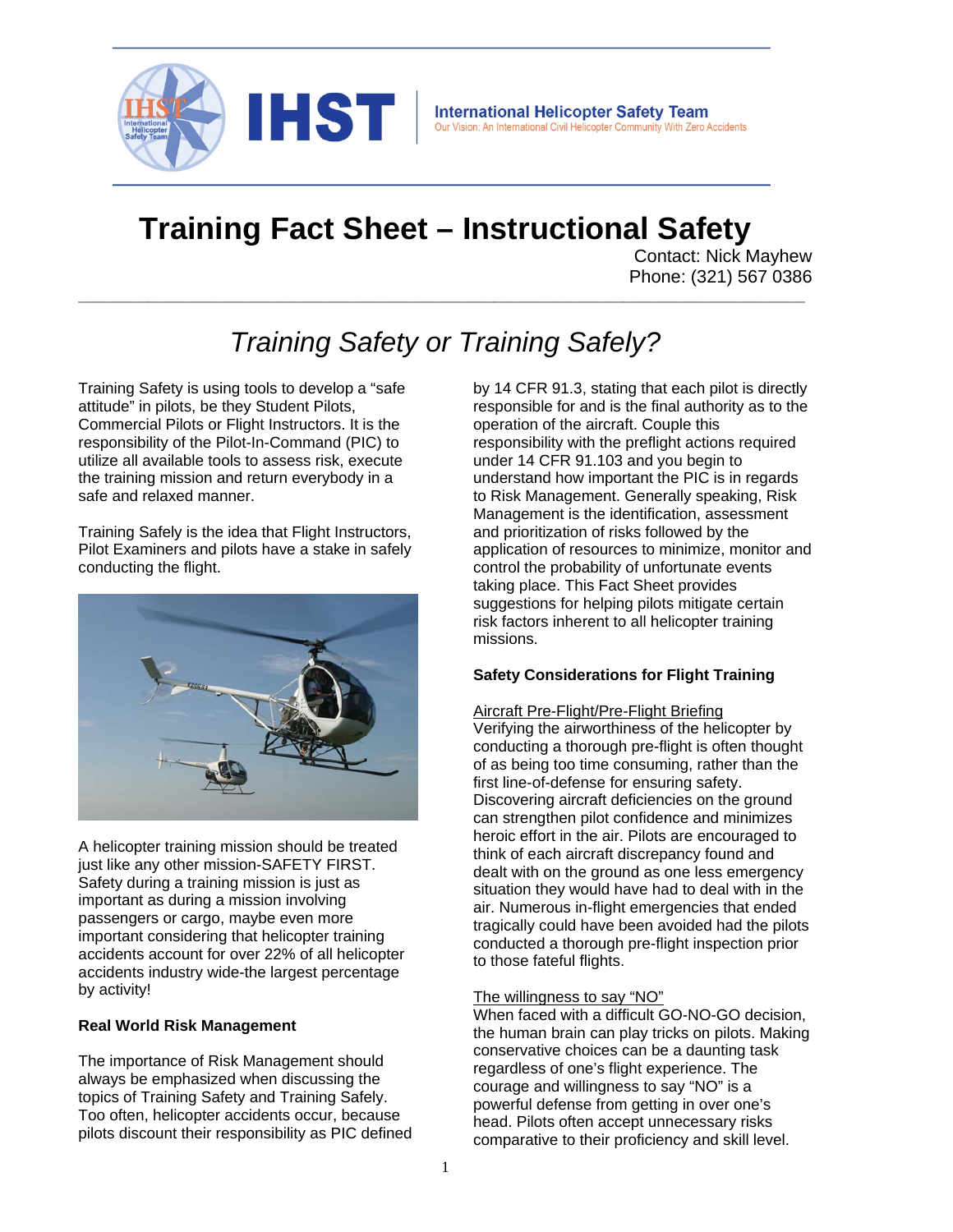IHST

International Helicopter Safety Team
Our Vision: An International Civil Helicopter Community With Zero Accidents

# Training Fact Sheet – Instructional Safety

Contact: Nick Mayhew
Phone: (321) 567 0386

## *Training Safety or Training Safely?*

Training Safety is using tools to develop a "safe attitude" in pilots, be they Student Pilots, Commercial Pilots or Flight Instructors. It is the responsibility of the Pilot-In-Command (PIC) to utilize all available tools to assess risk, execute the training mission and return everybody in a safe and relaxed manner.

Training Safely is the idea that Flight Instructors, Pilot Examiners and pilots have a stake in safely conducting the flight.

A helicopter training mission should be treated just like any other mission-SAFETY FIRST. Safety during a training mission is just as important as during a mission involving passengers or cargo, maybe even more important considering that helicopter training accidents account for over 22% of all helicopter accidents industry wide-the largest percentage by activity!

**Real World Risk Management**

The importance of Risk Management should always be emphasized when discussing the topics of Training Safety and Training Safely. Too often, helicopter accidents occur, because pilots discount their responsibility as PIC defined by 14 CFR 91.3, stating that each pilot is directly responsible for and is the final authority as to the operation of the aircraft. Couple this responsibility with the preflight actions required under 14 CFR 91.103 and you begin to understand how important the PIC is in regards to Risk Management. Generally speaking, Risk Management is the identification, assessment and prioritization of risks followed by the application of resources to minimize, monitor and control the probability of unfortunate events taking place. This Fact Sheet provides suggestions for helping pilots mitigate certain risk factors inherent to all helicopter training missions.

**Safety Considerations for Flight Training**

Aircraft Pre-Flight/Pre-Flight Briefing
Verifying the airworthiness of the helicopter by conducting a thorough pre-flight is often thought of as being too time consuming, rather than the first line-of-defense for ensuring safety. Discovering aircraft deficiencies on the ground can strengthen pilot confidence and minimizes heroic effort in the air. Pilots are encouraged to think of each aircraft discrepancy found and dealt with on the ground as one less emergency situation they would have had to deal with in the air. Numerous in-flight emergencies that ended tragically could have been avoided had the pilots conducted a thorough pre-flight inspection prior to those fateful flights.

The willingness to say "NO"
When faced with a difficult GO-NO-GO decision, the human brain can play tricks on pilots. Making conservative choices can be a daunting task regardless of one's flight experience. The courage and willingness to say "NO" is a powerful defense from getting in over one's head. Pilots often accept unnecessary risks comparative to their proficiency and skill level.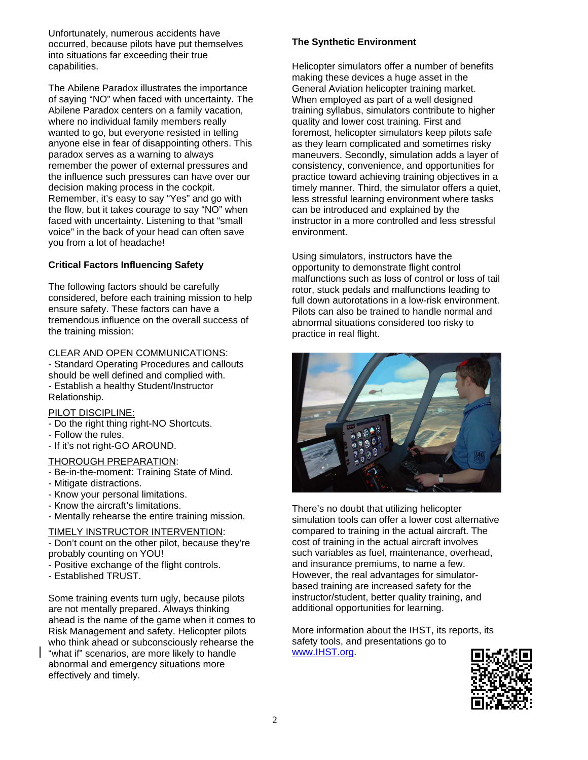Unfortunately, numerous accidents have occurred, because pilots have put themselves into situations far exceeding their true capabilities.

The Abilene Paradox illustrates the importance of saying "NO" when faced with uncertainty. The Abilene Paradox centers on a family vacation, where no individual family members really wanted to go, but everyone resisted in telling anyone else in fear of disappointing others. This paradox serves as a warning to always remember the power of external pressures and the influence such pressures can have over our decision making process in the cockpit. Remember, it's easy to say "Yes" and go with the flow, but it takes courage to say "NO" when faced with uncertainty. Listening to that "small voice" in the back of your head can often save you from a lot of headache!

**Critical Factors Influencing Safety**

The following factors should be carefully considered, before each training mission to help ensure safety. These factors can have a tremendous influence on the overall success of the training mission:

<u>CLEAR AND OPEN COMMUNICATIONS</u>:
- Standard Operating Procedures and callouts should be well defined and complied with.
- Establish a healthy Student/Instructor Relationship.

<u>PILOT DISCIPLINE:</u>
- Do the right thing right-NO Shortcuts.
- Follow the rules.
- If it's not right-GO AROUND.

<u>THOROUGH PREPARATION</u>:
- Be-in-the-moment: Training State of Mind.
- Mitigate distractions.
- Know your personal limitations.
- Know the aircraft's limitations.
- Mentally rehearse the entire training mission.

<u>TIMELY INSTRUCTOR INTERVENTION</u>:
- Don't count on the other pilot, because they're probably counting on YOU!
- Positive exchange of the flight controls.
- Established TRUST.

Some training events turn ugly, because pilots are not mentally prepared. Always thinking ahead is the name of the game when it comes to Risk Management and safety. Helicopter pilots who think ahead or subconsciously rehearse the "what if" scenarios, are more likely to handle abnormal and emergency situations more effectively and timely.

**The Synthetic Environment**

Helicopter simulators offer a number of benefits making these devices a huge asset in the General Aviation helicopter training market. When employed as part of a well designed training syllabus, simulators contribute to higher quality and lower cost training. First and foremost, helicopter simulators keep pilots safe as they learn complicated and sometimes risky maneuvers. Secondly, simulation adds a layer of consistency, convenience, and opportunities for practice toward achieving training objectives in a timely manner. Third, the simulator offers a quiet, less stressful learning environment where tasks can be introduced and explained by the instructor in a more controlled and less stressful environment.

Using simulators, instructors have the opportunity to demonstrate flight control malfunctions such as loss of control or loss of tail rotor, stuck pedals and malfunctions leading to full down autorotations in a low-risk environment. Pilots can also be trained to handle normal and abnormal situations considered too risky to practice in real flight.

There's no doubt that utilizing helicopter simulation tools can offer a lower cost alternative compared to training in the actual aircraft. The cost of training in the actual aircraft involves such variables as fuel, maintenance, overhead, and insurance premiums, to name a few. However, the real advantages for simulator-based training are increased safety for the instructor/student, better quality training, and additional opportunities for learning.

More information about the IHST, its reports, its safety tools, and presentations go to [www.IHST.org](http://www.IHST.org).